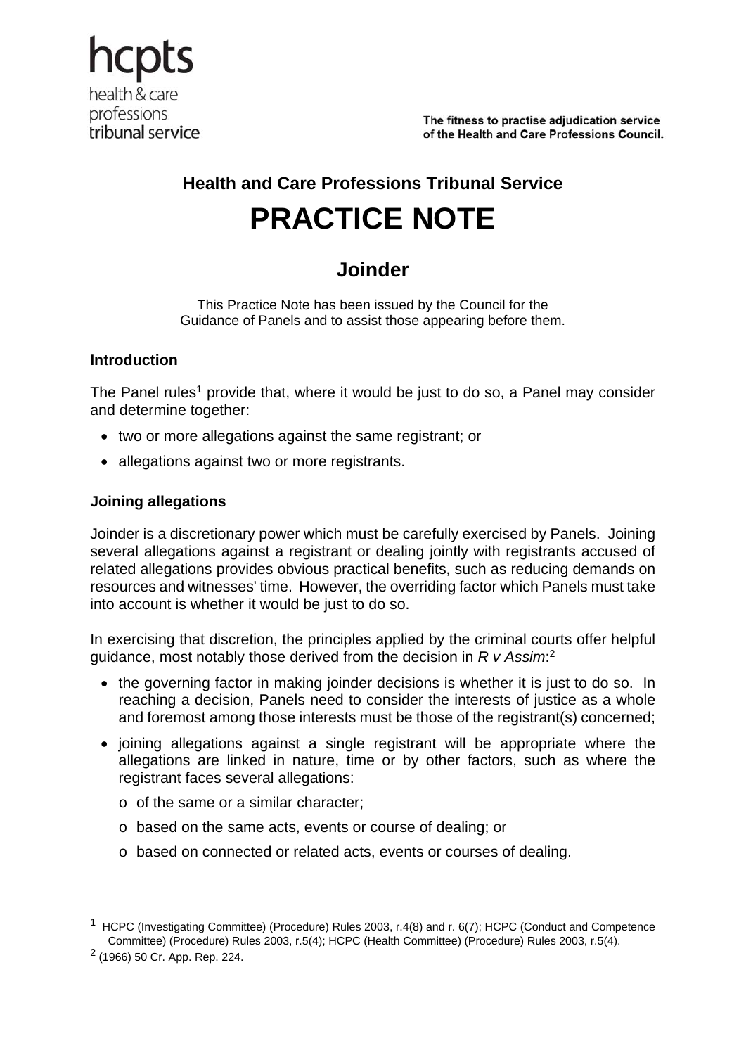hcpts
health & care
professions
tribunal service

The fitness to practise adjudication service of the Health and Care Professions Council.

## Health and Care Professions Tribunal Service

# PRACTICE NOTE

## Joinder

This Practice Note has been issued by the Council for the Guidance of Panels and to assist those appearing before them.

### Introduction

The Panel rules[1] provide that, where it would be just to do so, a Panel may consider and determine together:

- two or more allegations against the same registrant; or
- allegations against two or more registrants.

### Joining allegations

Joinder is a discretionary power which must be carefully exercised by Panels. Joining several allegations against a registrant or dealing jointly with registrants accused of related allegations provides obvious practical benefits, such as reducing demands on resources and witnesses' time. However, the overriding factor which Panels must take into account is whether it would be just to do so.

In exercising that discretion, the principles applied by the criminal courts offer helpful guidance, most notably those derived from the decision in *R v Assim*:[2]

- the governing factor in making joinder decisions is whether it is just to do so. In reaching a decision, Panels need to consider the interests of justice as a whole and foremost among those interests must be those of the registrant(s) concerned;
- joining allegations against a single registrant will be appropriate where the allegations are linked in nature, time or by other factors, such as where the registrant faces several allegations:
  - of the same or a similar character;
  - based on the same acts, events or course of dealing; or
  - based on connected or related acts, events or courses of dealing.

[1] HCPC (Investigating Committee) (Procedure) Rules 2003, r.4(8) and r. 6(7); HCPC (Conduct and Competence Committee) (Procedure) Rules 2003, r.5(4); HCPC (Health Committee) (Procedure) Rules 2003, r.5(4).

[2] (1966) 50 Cr. App. Rep. 224.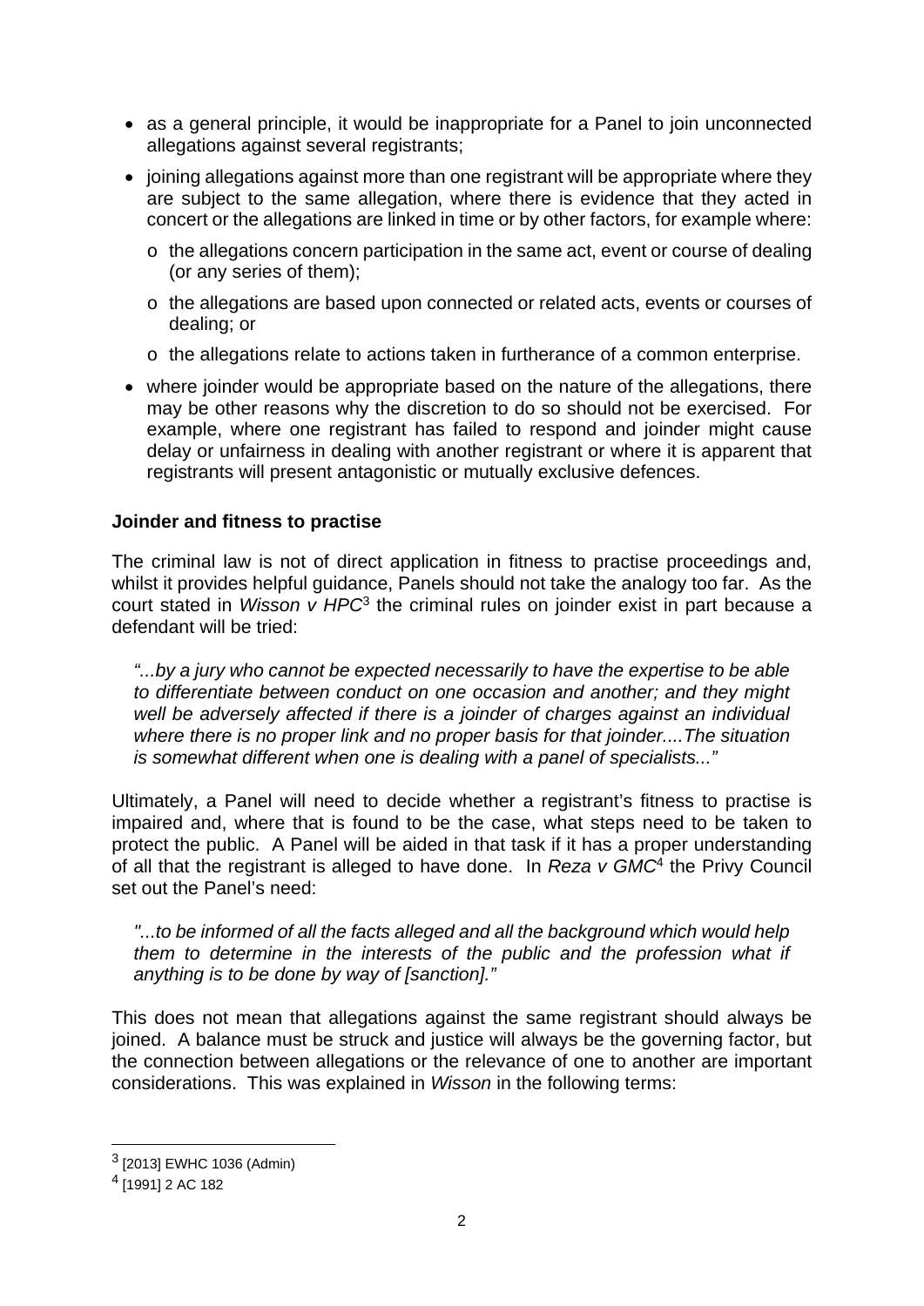- as a general principle, it would be inappropriate for a Panel to join unconnected allegations against several registrants;
- joining allegations against more than one registrant will be appropriate where they are subject to the same allegation, where there is evidence that they acted in concert or the allegations are linked in time or by other factors, for example where:
  - the allegations concern participation in the same act, event or course of dealing (or any series of them);
  - the allegations are based upon connected or related acts, events or courses of dealing; or
  - the allegations relate to actions taken in furtherance of a common enterprise.
- where joinder would be appropriate based on the nature of the allegations, there may be other reasons why the discretion to do so should not be exercised. For example, where one registrant has failed to respond and joinder might cause delay or unfairness in dealing with another registrant or where it is apparent that registrants will present antagonistic or mutually exclusive defences.

**Joinder and fitness to practise**

The criminal law is not of direct application in fitness to practise proceedings and, whilst it provides helpful guidance, Panels should not take the analogy too far. As the court stated in *Wisson v HPC*[3] the criminal rules on joinder exist in part because a defendant will be tried:

> *"...by a jury who cannot be expected necessarily to have the expertise to be able to differentiate between conduct on one occasion and another; and they might well be adversely affected if there is a joinder of charges against an individual where there is no proper link and no proper basis for that joinder....The situation is somewhat different when one is dealing with a panel of specialists..."*

Ultimately, a Panel will need to decide whether a registrant's fitness to practise is impaired and, where that is found to be the case, what steps need to be taken to protect the public. A Panel will be aided in that task if it has a proper understanding of all that the registrant is alleged to have done. In *Reza v GMC*[4] the Privy Council set out the Panel's need:

> *"...to be informed of all the facts alleged and all the background which would help them to determine in the interests of the public and the profession what if anything is to be done by way of [sanction]."*

This does not mean that allegations against the same registrant should always be joined. A balance must be struck and justice will always be the governing factor, but the connection between allegations or the relevance of one to another are important considerations. This was explained in *Wisson* in the following terms:

---

[3] [2013] EWHC 1036 (Admin)

[4] [1991] 2 AC 182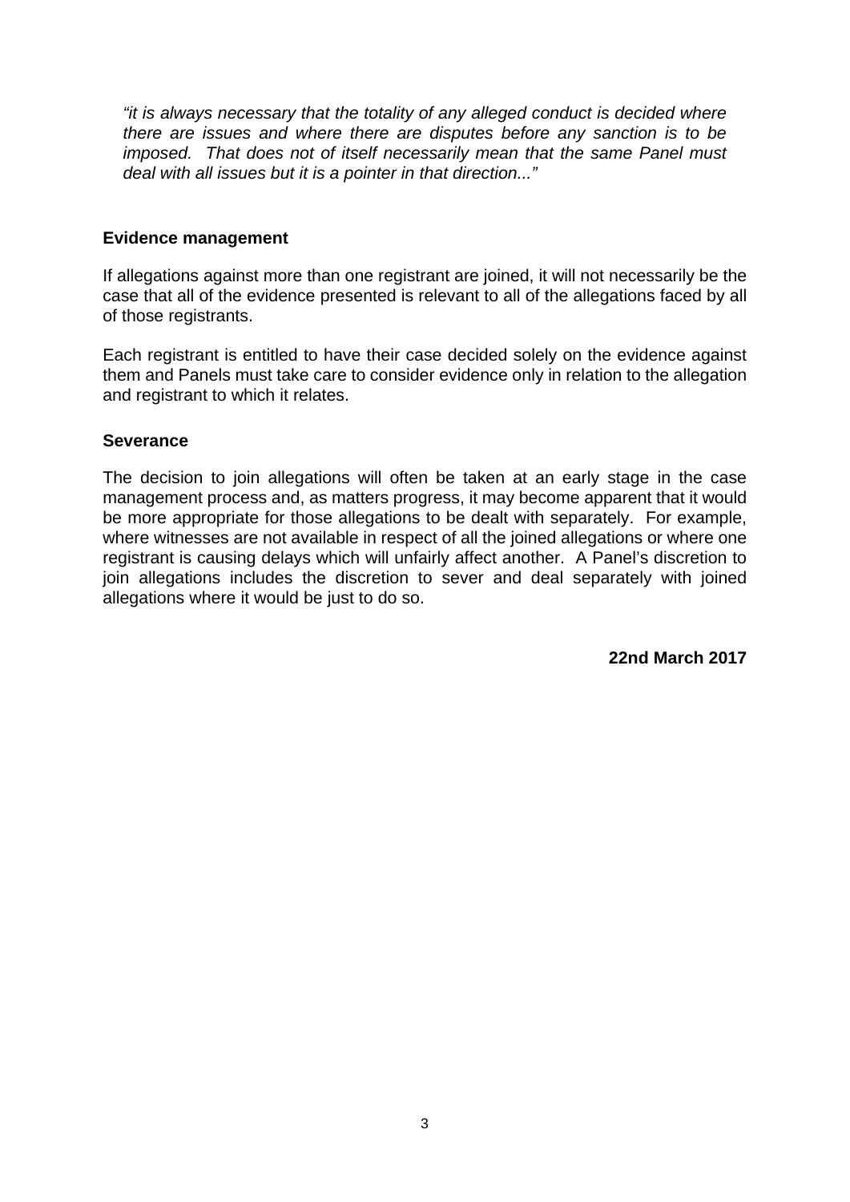*"it is always necessary that the totality of any alleged conduct is decided where there are issues and where there are disputes before any sanction is to be imposed. That does not of itself necessarily mean that the same Panel must deal with all issues but it is a pointer in that direction..."*

**Evidence management**

If allegations against more than one registrant are joined, it will not necessarily be the case that all of the evidence presented is relevant to all of the allegations faced by all of those registrants.

Each registrant is entitled to have their case decided solely on the evidence against them and Panels must take care to consider evidence only in relation to the allegation and registrant to which it relates.

**Severance**

The decision to join allegations will often be taken at an early stage in the case management process and, as matters progress, it may become apparent that it would be more appropriate for those allegations to be dealt with separately. For example, where witnesses are not available in respect of all the joined allegations or where one registrant is causing delays which will unfairly affect another. A Panel's discretion to join allegations includes the discretion to sever and deal separately with joined allegations where it would be just to do so.

**22nd March 2017**